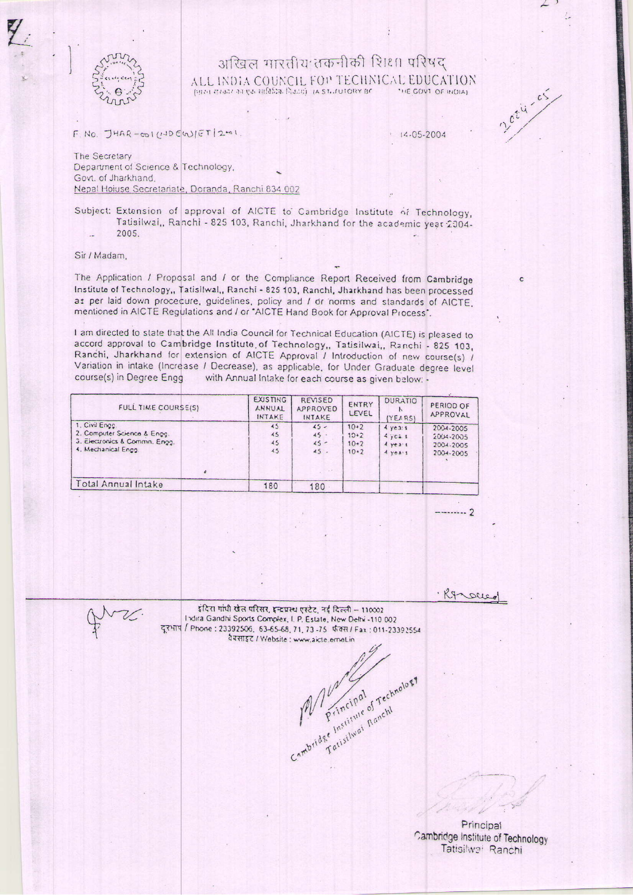अखिल भारतीय तकनीकी शिक्षा परिषद्

ALL INDIA COUNCIL FOR TECHNICAL EDUCATION

(A STATUTORY BODY OF THE GOVT. OF INDIA)

F. No. JHAR-001(UDEW)/ET/2001 14-05-2004

The Secretary
Department of Science & Technology,
Govt. of Jharkhand,
Nepal Hoiuse Secretariate, Doranda, Ranchi 834 002

Subject: Extension of approval of AICTE to Cambridge Institute of Technology, Tatisilwai,, Ranchi - 825 103, Ranchi, Jharkhand for the academic year 2004-2005.

Sir / Madam,

The Application / Proposal and / or the Compliance Report Received from Cambridge Institute of Technology,, Tatisilwai,, Ranchi - 825 103, Ranchi, Jharkhand has been processed as per laid down procedure, guidelines, policy and / or norms and standards of AICTE, mentioned in AICTE Regulations and / or "AICTE Hand Book for Approval Process".

I am directed to state that the All India Council for Technical Education (AICTE) is pleased to accord approval to Cambridge Institute of Technology,, Tatisilwai,, Ranchi - 825 103, Ranchi, Jharkhand for extension of AICTE Approval / Introduction of new course(s) / Variation in intake (Increase / Decrease), as applicable, for Under Graduate degree level course(s) in Degree Engg with Annual Intake for each course as given below: -

| FULL TIME COURSE(S) | EXISTING ANNUAL INTAKE | REVISED APPROVED INTAKE | ENTRY LEVEL | DURATION (YEARS) | PERIOD OF APPROVAL |
|---|---|---|---|---|---|
| 1. Civil Engg | 45 | 45 | 10+2 | 4 years | 2004-2005 |
| 2. Computer Science & Engg. | 45 | 45 | 10+2 | 4 years | 2004-2005 |
| 3. Electronics & Commn. Engg. | 45 | 45 | 10+2 | 4 years | 2004-2005 |
| 4. Mechanical Engg | 45 | 45 | 10+2 | 4 years | 2004-2005 |
| Total Annual Intake | 180 | 180 | | | |

--------- 2

इंदिरा गांधी खेल परिसर, इन्द्रप्रस्थ एस्टेट, नई दिल्ली – 110002
Indira Gandhi Sports Complex, I. P. Estate, New Delhi -110 002
दूरभाष / Phone : 23392506, 63-65-68, 71, 73 -75 फैक्स / Fax : 011-23392554
वेबसाइट / Website : www.aicte.ernet.in

Principal
Cambridge Institute of Technology
Tatisilwai Ranchi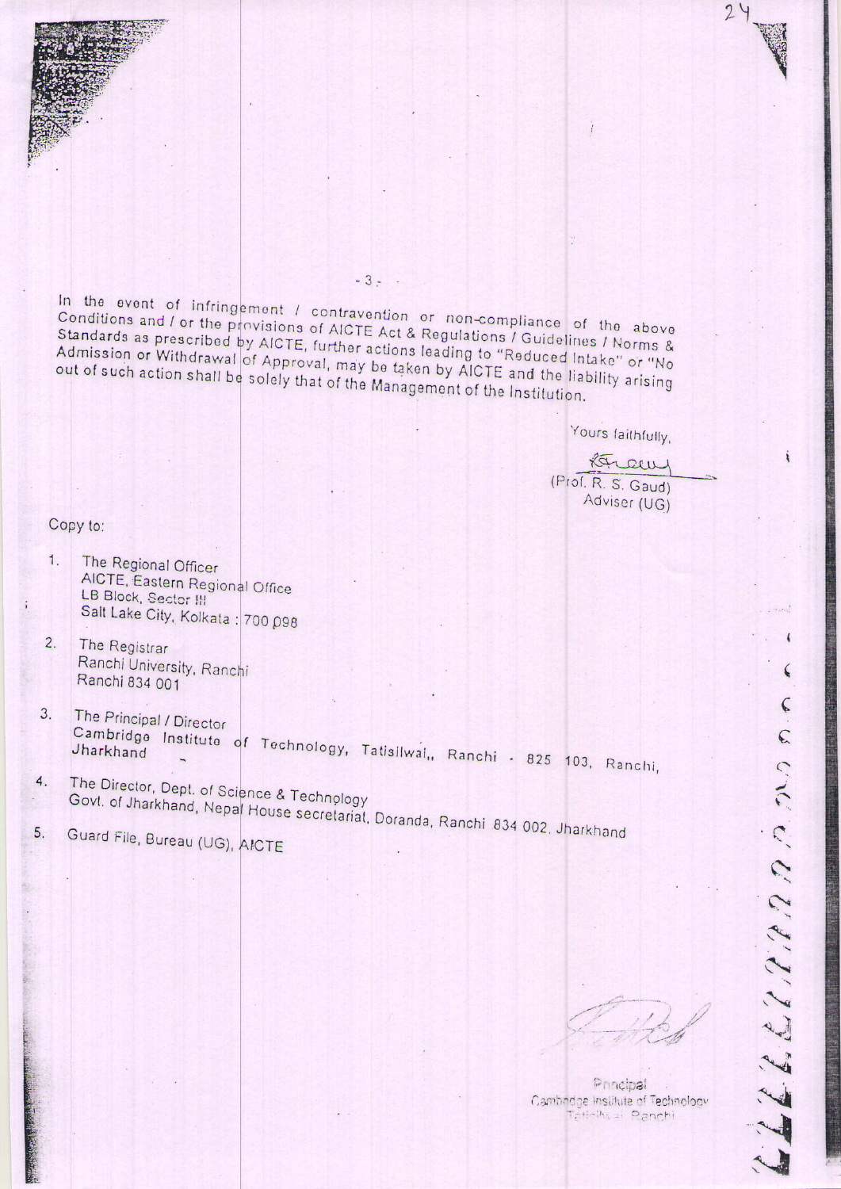In the event of infringement / contravention or non-compliance of the above Conditions and / or the provisions of AICTE Act & Regulations / Guidelines / Norms & Standards as prescribed by AICTE, further actions leading to "Reduced Intake" or "No Admission or Withdrawal of Approval, may be taken by AICTE and the liability arising out of such action shall be solely that of the Management of the Institution.

Yours faithfully,

(Prof. R. S. Gaud)
Adviser (UG)

Copy to:

1. The Regional Officer
   AICTE, Eastern Regional Office
   LB Block, Sector III
   Salt Lake City, Kolkata : 700 098
2. The Registrar
   Ranchi University, Ranchi
   Ranchi 834 001
3. The Principal / Director
   Cambridge Institute of Technology, Tatisilwai,, Ranchi - 825 103, Ranchi, Jharkhand
4. The Director, Dept. of Science & Technology
   Govt. of Jharkhand, Nepal House secretariat, Doranda, Ranchi 834 002. Jharkhand
5. Guard File, Bureau (UG), AICTE

Principal
Cambridge Institute of Technology
Tatisilwai, Ranchi